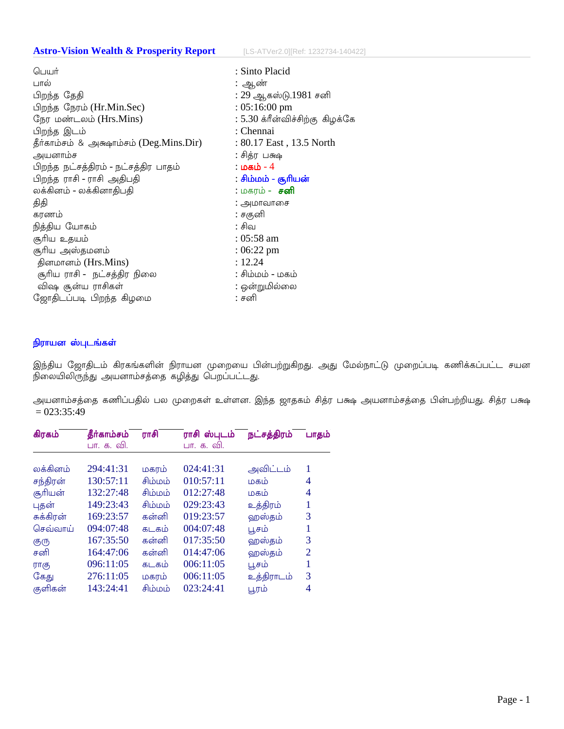## Astro-Vision Wealth & Prosperity Report

[LS-ATVer2.0][Ref: 1232734-140422]

| | |
|---|---|
| பெயர் | : Sinto Placid |
| பால் | : ஆண் |
| பிறந்த தேதி | : 29 ஆகஸ்டு,1981 சனி |
| பிறந்த நேரம் (Hr.Min.Sec) | : 05:16:00 pm |
| நேர மண்டலம் (Hrs.Mins) | : 5.30 க்ரீன்விச்சிற்கு கிழக்கே |
| பிறந்த இடம் | : Chennai |
| தீர்காம்சம் & அக்ஷாம்சம் (Deg.Mins.Dir) | : 80.17 East , 13.5 North |
| அயனாம்ச | : சித்ர பக்ஷ |
| பிறந்த நட்சத்திரம் - நட்சத்திர பாதம் | : **மகம்** - 4 |
| பிறந்த ராசி - ராசி அதிபதி | : **சிம்மம் - சூரியன்** |
| லக்கினம் - லக்கினாதிபதி | : மகரம் - **சனி** |
| திதி | : அமாவாசை |
| கரணம் | : சகுனி |
| நித்திய யோகம் | : சிவ |
| சூரிய உதயம் | : 05:58 am |
| சூரிய அஸ்தமனம் | : 06:22 pm |
| தினமானம் (Hrs.Mins) | : 12.24 |
| சூரிய ராசி - நட்சத்திர நிலை | : சிம்மம் - மகம் |
| விஷ சூன்ய ராசிகள் | : ஒன்றுமில்லை |
| ஜோதிடப்படி பிறந்த கிழமை | : சனி |

### நிராயன ஸ்புடங்கள்

இந்திய ஜோதிடம் கிரகங்களின் நிராயன முறையை பின்பற்றுகிறது. அது மேல்நாட்டு முறைப்படி கணிக்கப்பட்ட சயன நிலையிலிருந்து அயனாம்சத்தை கழித்து பெறப்பட்டது.

அயனாம்சத்தை கணிப்பதில் பல முறைகள் உள்ளன. இந்த ஜாதகம் சித்ர பக்ஷ அயனாம்சத்தை பின்பற்றியது. சித்ர பக்ஷ = 023:35:49

| கிரகம் | தீர்காம்சம் பா. க. வி. | ராசி | ராசி ஸ்புடம் பா. க. வி. | நட்சத்திரம் | பாதம் |
|---|---|---|---|---|---|
| லக்கினம் | 294:41:31 | மகரம் | 024:41:31 | அவிட்டம் | 1 |
| சந்திரன் | 130:57:11 | சிம்மம் | 010:57:11 | மகம் | 4 |
| சூரியன் | 132:27:48 | சிம்மம் | 012:27:48 | மகம் | 4 |
| புதன் | 149:23:43 | சிம்மம் | 029:23:43 | உத்திரம் | 1 |
| சுக்கிரன் | 169:23:57 | கன்னி | 019:23:57 | ஹஸ்தம் | 3 |
| செவ்வாய் | 094:07:48 | கடகம் | 004:07:48 | பூசம் | 1 |
| குரு | 167:35:50 | கன்னி | 017:35:50 | ஹஸ்தம் | 3 |
| சனி | 164:47:06 | கன்னி | 014:47:06 | ஹஸ்தம் | 2 |
| ராகு | 096:11:05 | கடகம் | 006:11:05 | பூசம் | 1 |
| கேது | 276:11:05 | மகரம் | 006:11:05 | உத்திராடம் | 3 |
| குளிகன் | 143:24:41 | சிம்மம் | 023:24:41 | பூரம் | 4 |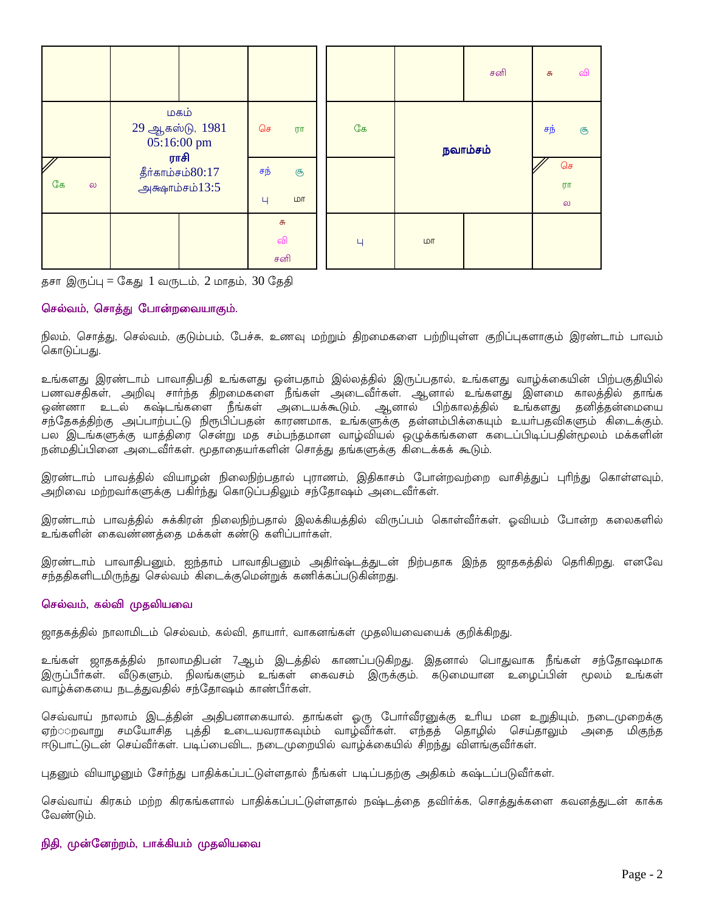| | | | | | | | சனி | சு வி |
|---|---|---|---|---|---|---|---|---|
| | மகம் 29 ஆகஸ்டு, 1981 05:16:00 pm ராசி தீர்காம்சம்80:17 அக்ஷாம்சம்13:5 | | செ ரா | | கே | நவாம்சம் | | சந் சூ |
| கே ல | | | சந் சூ பு மா | | | | | செ ரா ல |
| | | | சு வி சனி | | பு | மா | | |

தசா இருப்பு = கேது 1 வருடம், 2 மாதம், 30 தேதி

### செல்வம், சொத்து போன்றவையாகும்.

நிலம், சொத்து, செல்வம், குடும்பம், பேச்சு, உணவு மற்றும் திறமைகளை பற்றியுள்ள குறிப்புகளாகும் இரண்டாம் பாவம் கொடுப்பது.

உங்களது இரண்டாம் பாவாதிபதி உங்களது ஒன்பதாம் இல்லத்தில் இருப்பதால், உங்களது வாழ்க்கையின் பிற்பகுதியில் பணவசதிகள், அறிவு சார்ந்த திறமைகளை நீங்கள் அடைவீர்கள். ஆனால் உங்களது இளமை காலத்தில் தாங்க ஒண்ணா உடல் கஷ்டங்களை நீங்கள் அடையக்கூடும். ஆனால் பிற்காலத்தில் உங்களது தனித்தன்மையை சந்தேகத்திற்கு அப்பாற்பட்டு நிரூபிப்பதன் காரணமாக, உங்களுக்கு தன்னம்பிக்கையும் உயர்பதவிகளும் கிடைக்கும். பல இடங்களுக்கு யாத்திரை சென்று மத சம்பந்தமான வாழ்வியல் ஒழுக்கங்களை கடைப்பிடிப்பதின்மூலம் மக்களின் நன்மதிப்பினை அடைவீர்கள். மூதாதையர்களின் சொத்து தங்களுக்கு கிடைக்கக் கூடும்.

இரண்டாம் பாவத்தில் வியாழன் நிலைநிற்பதால் புராணம், இதிகாசம் போன்றவற்றை வாசித்துப் புரிந்து கொள்ளவும், அறிவை மற்றவர்களுக்கு பகிர்ந்து கொடுப்பதிலும் சந்தோஷம் அடைவீர்கள்.

இரண்டாம் பாவத்தில் சுக்கிரன் நிலைநிற்பதால் இலக்கியத்தில் விருப்பம் கொள்வீர்கள். ஓவியம் போன்ற கலைகளில் உங்களின் கைவண்ணத்தை மக்கள் கண்டு களிப்பார்கள்.

இரண்டாம் பாவாதிபனும், ஐந்தாம் பாவாதிபனும் அதிர்ஷ்டத்துடன் நிற்பதாக இந்த ஜாதகத்தில் தெரிகிறது. எனவே சந்ததிகளிடமிருந்து செல்வம் கிடைக்குமென்றுக் கணிக்கப்படுகின்றது.

### செல்வம், கல்வி முதலியவை

ஜாதகத்தில் நாலாமிடம் செல்வம், கல்வி, தாயார், வாகனங்கள் முதலியவையைக் குறிக்கிறது.

உங்கள் ஜாதகத்தில் நாலாமதிபன் 7ஆம் இடத்தில் காணப்படுகிறது. இதனால் பொதுவாக நீங்கள் சந்தோஷமாக இருப்பீர்கள். வீடுகளும், நிலங்களும் உங்கள் கைவசம் இருக்கும். கடுமையான உழைப்பின் மூலம் உங்கள் வாழ்க்கையை நடத்துவதில் சந்தோஷம் காண்பீர்கள்.

செவ்வாய் நாலாம் இடத்தின் அதிபனாகையால். தாங்கள் ஒரு போர்வீரனுக்கு உரிய மன உறுதியும், நடைமுறைக்கு ஏற்ப்றவாறு சமயோசித புத்தி உடையவராகவும்ம் வாழ்வீர்கள். எந்தத் தொழில் செய்தாலும் அதை மிகுந்த ஈடுபாட்டுடன் செய்வீர்கள். படிப்பைவிட, நடைமுறையில் வாழ்க்கையில் சிறந்து விளங்குவீர்கள்.

புதனும் வியாழனும் சேர்ந்து பாதிக்கப்பட்டுள்ளதால் நீங்கள் படிப்பதற்கு அதிகம் கஷ்டப்படுவீர்கள்.

செவ்வாய் கிரகம் மற்ற கிரகங்களால் பாதிக்கப்பட்டுள்ளதால் நஷ்டத்தை தவிர்க்க, சொத்துக்களை கவனத்துடன் காக்க வேண்டும்.

### நிதி, முன்னேற்றம், பாக்கியம் முதலியவை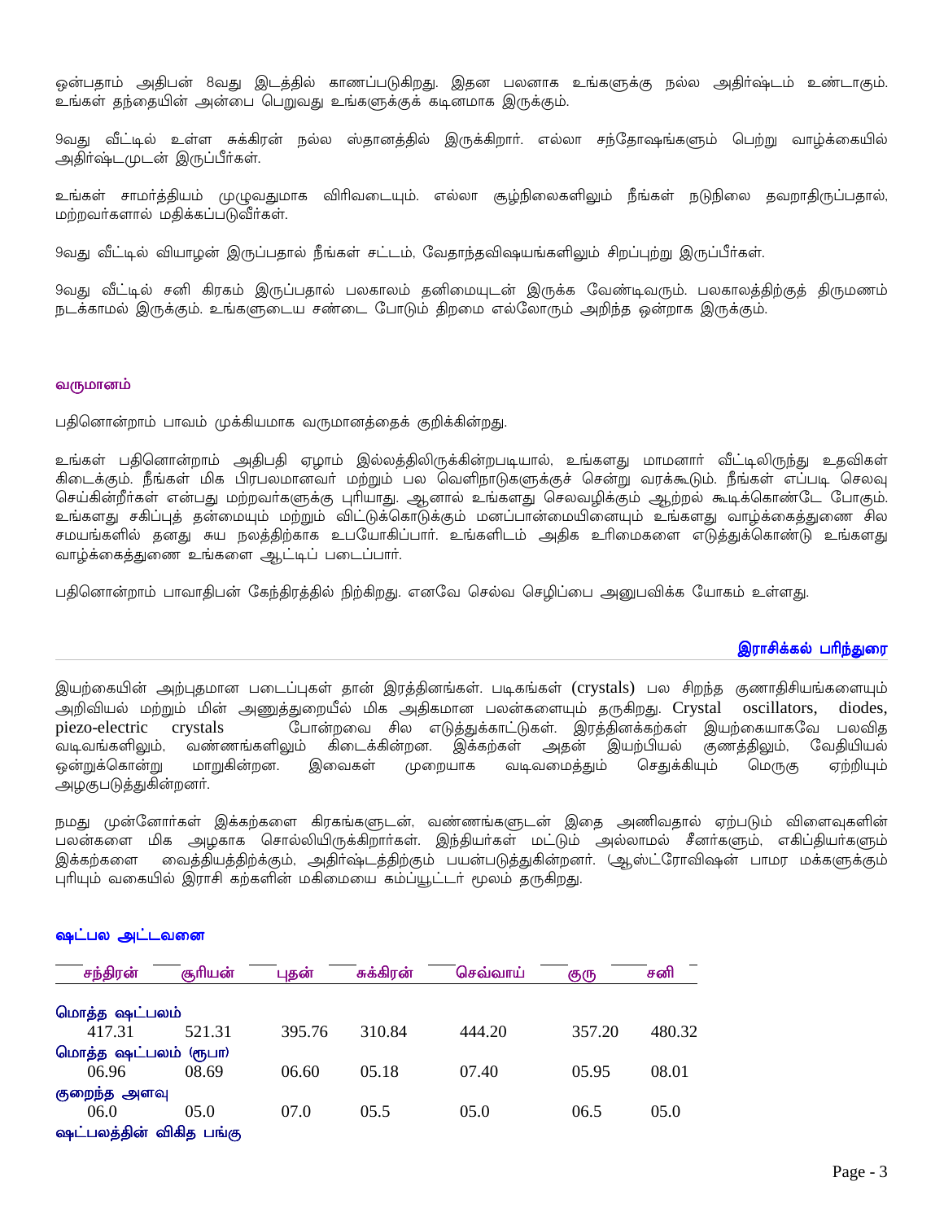ஒன்பதாம் அதிபன் 8வது இடத்தில் காணப்படுகிறது. இதன பலனாக உங்களுக்கு நல்ல அதிர்ஷ்டம் உண்டாகும். உங்கள் தந்தையின் அன்பை பெறுவது உங்களுக்குக் கடினமாக இருக்கும்.

9வது வீட்டில் உள்ள சுக்கிரன் நல்ல ஸ்தானத்தில் இருக்கிறார். எல்லா சந்தோஷங்களும் பெற்று வாழ்க்கையில் அதிர்ஷ்டமுடன் இருப்பீர்கள்.

உங்கள் சாமர்த்தியம் முழுவதுமாக விரிவடையும். எல்லா சூழ்நிலைகளிலும் நீங்கள் நடுநிலை தவறாதிருப்பதால், மற்றவர்களால் மதிக்கப்படுவீர்கள்.

9வது வீட்டில் வியாழன் இருப்பதால் நீங்கள் சட்டம், வேதாந்தவிஷயங்களிலும் சிறப்புற்று இருப்பீர்கள்.

9வது வீட்டில் சனி கிரகம் இருப்பதால் பலகாலம் தனிமையுடன் இருக்க வேண்டிவரும். பலகாலத்திற்குத் திருமணம் நடக்காமல் இருக்கும். உங்களுடைய சண்டை போடும் திறமை எல்லோரும் அறிந்த ஒன்றாக இருக்கும்.

### வருமானம்

பதினொன்றாம் பாவம் முக்கியமாக வருமானத்தைக் குறிக்கின்றது.

உங்கள் பதினொன்றாம் அதிபதி ஏழாம் இல்லத்திலிருக்கின்றபடியால், உங்களது மாமனார் வீட்டிலிருந்து உதவிகள் கிடைக்கும். நீங்கள் மிக பிரபலமானவர் மற்றும் பல வெளிநாடுகளுக்குச் சென்று வரக்கூடும். நீங்கள் எப்படி செலவு செய்கின்றீர்கள் என்பது மற்றவர்களுக்கு புரியாது. ஆனால் உங்களது செலவழிக்கும் ஆற்றல் கூடிக்கொண்டே போகும். உங்களது சகிப்புத் தன்மையும் மற்றும் விட்டுக்கொடுக்கும் மனப்பான்மையினையும் உங்களது வாழ்க்கைத்துணை சில சமயங்களில் தனது சுய நலத்திற்காக உபயோகிப்பார். உங்களிடம் அதிக உரிமைகளை எடுத்துக்கொண்டு உங்களது வாழ்க்கைத்துணை உங்களை ஆட்டிப் படைப்பார்.

பதினொன்றாம் பாவாதிபன் கேந்திரத்தில் நிற்கிறது. எனவே செல்வ செழிப்பை அனுபவிக்க யோகம் உள்ளது.

### இராசிக்கல் பரிந்துரை

இயற்கையின் அற்புதமான படைப்புகள் தான் இரத்தினங்கள். படிகங்கள் (crystals) பல சிறந்த குணாதிசியங்களையும் அறிவியல் மற்றும் மின் அணுத்துறையீல் மிக அதிகமான பலன்களையும் தருகிறது. Crystal oscillators, diodes, piezo-electric crystals போன்றவை சில எடுத்துக்காட்டுகள். இரத்தினக்கற்கள் இயற்கையாகவே பலவித வடிவங்களிலும், வண்ணங்களிலும் கிடைக்கின்றன. இக்கற்கள் அதன் இயற்பியல் குணத்திலும், வேதியியல் ஒன்றுக்கொன்று மாறுகின்றன. இவைகள் முறையாக வடிவமைத்தும் செதுக்கியும் மெருகு ஏற்றியும் அழகுபடுத்துகின்றனர்.

நமது முன்னோர்கள் இக்கற்களை கிரகங்களுடன், வண்ணங்களுடன் இதை அணிவதால் ஏற்படும் விளைவுகளின் பலன்களை மிக அழகாக சொல்லியிருக்கிறார்கள். இந்தியர்கள் மட்டும் அல்லாமல் சீனர்களும், எகிப்தியர்களும் இக்கற்களை வைத்தியத்திற்க்கும், அதிர்ஷ்டத்திற்கும் பயன்படுத்துகின்றனர். ஆஸ்ட்ரோவிஷன் பாமர மக்களுக்கும் புரியும் வகையில் இராசி கற்களின் மகிமையை கம்ப்யூட்டர் மூலம் தருகிறது.

### ஷட்பல அட்டவனை

| | சந்திரன் | சூரியன் | புதன் | சுக்கிரன் | செவ்வாய் | குரு | சனி |
|---|---|---|---|---|---|---|---|
| மொத்த ஷட்பலம் | 417.31 | 521.31 | 395.76 | 310.84 | 444.20 | 357.20 | 480.32 |
| மொத்த ஷட்பலம் (ரூபா) | 06.96 | 08.69 | 06.60 | 05.18 | 07.40 | 05.95 | 08.01 |
| குறைந்த அளவு | 06.0 | 05.0 | 07.0 | 05.5 | 05.0 | 06.5 | 05.0 |
| ஷட்பலத்தின் விகித பங்கு | | | | | | | |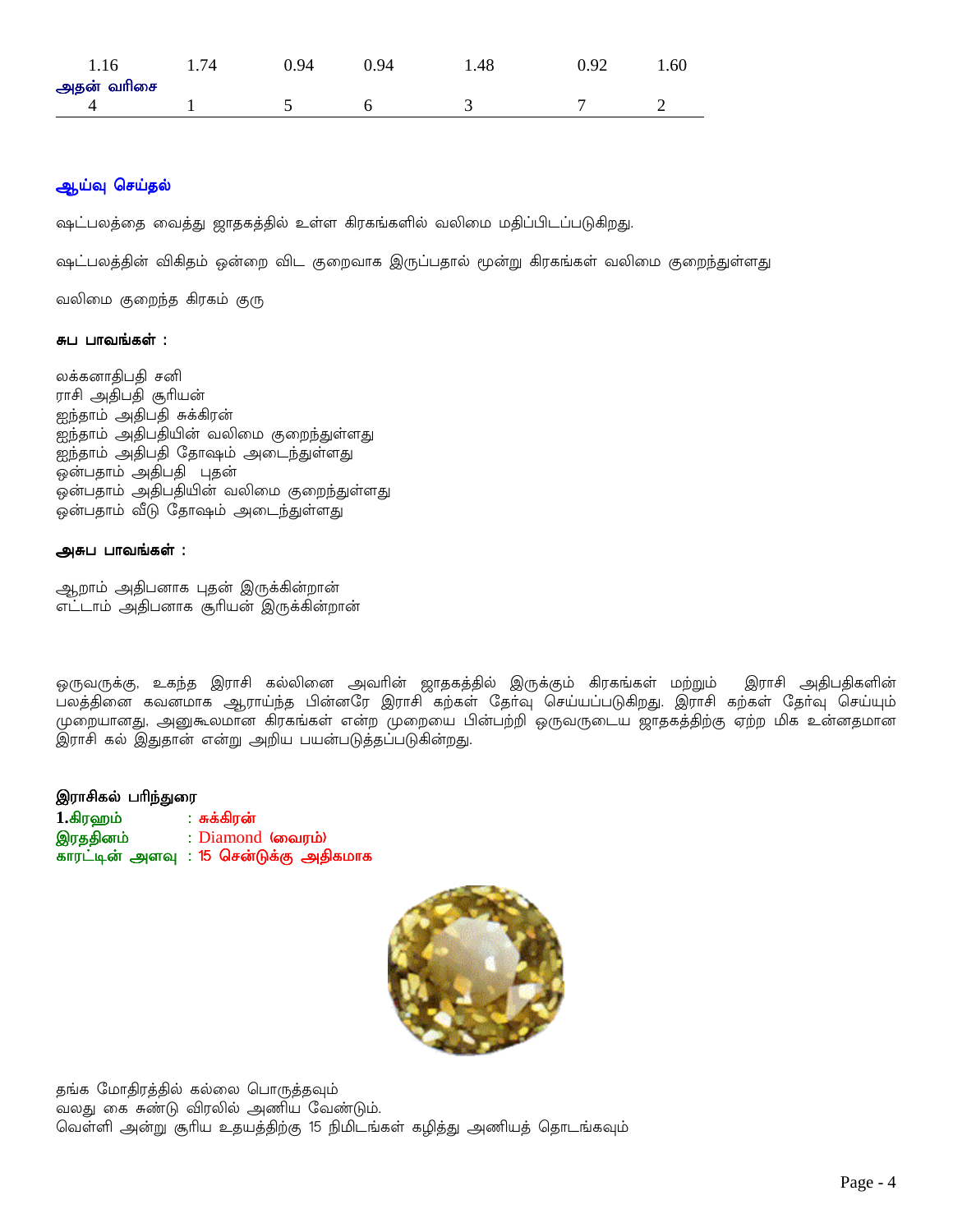| | | | | | | |
|---|---|---|---|---|---|---|
| 1.16 | 1.74 | 0.94 | 0.94 | 1.48 | 0.92 | 1.60 |
| **அதன் வரிசை** | | | | | | |
| 4 | 1 | 5 | 6 | 3 | 7 | 2 |

### ஆய்வு செய்தல்

ஷட்பலத்தை வைத்து ஜாதகத்தில் உள்ள கிரகங்களில் வலிமை மதிப்பிடப்படுகிறது.

ஷட்பலத்தின் விகிதம் ஒன்றை விட குறைவாக இருப்பதால் மூன்று கிரகங்கள் வலிமை குறைந்துள்ளது

வலிமை குறைந்த கிரகம் குரு

**சுப பாவங்கள் :**

லக்கனாதிபதி சனி
ராசி அதிபதி சூரியன்
ஐந்தாம் அதிபதி சுக்கிரன்
ஐந்தாம் அதிபதியின் வலிமை குறைந்துள்ளது
ஐந்தாம் அதிபதி தோஷம் அடைந்துள்ளது
ஒன்பதாம் அதிபதி புதன்
ஒன்பதாம் அதிபதியின் வலிமை குறைந்துள்ளது
ஒன்பதாம் வீடு தோஷம் அடைந்துள்ளது

**அசுப பாவங்கள் :**

ஆறாம் அதிபனாக புதன் இருக்கின்றான்
எட்டாம் அதிபனாக சூரியன் இருக்கின்றான்

ஒருவருக்கு, உகந்த இராசி கல்லினை அவரின் ஜாதகத்தில் இருக்கும் கிரகங்கள் மற்றும் இராசி அதிபதிகளின் பலத்தினை கவனமாக ஆராய்ந்த பின்னரே இராசி கற்கள் தேர்வு செய்யப்படுகிறது. இராசி கற்கள் தேர்வு செய்யும் முறையானது, அனுகூலமான கிரகங்கள் என்ற முறையை பின்பற்றி ஒருவருடைய ஜாதகத்திற்கு ஏற்ற மிக உன்னதமான இராசி கல் இதுதான் என்று அறிய பயன்படுத்தப்படுகின்றது.

**இராசிகல் பரிந்துரை**

**1.கிரஹம்** : சுக்கிரன்
**இரததினம்** : Diamond (வைரம்)
**காரட்டின் அளவு** : 15 சென்டுக்கு அதிகமாக

தங்க மோதிரத்தில் கல்லை பொருத்தவும்
வலது கை சுண்டு விரலில் அணிய வேண்டும்.
வெள்ளி அன்று சூரிய உதயத்திற்கு 15 நிமிடங்கள் கழித்து அணியத் தொடங்கவும்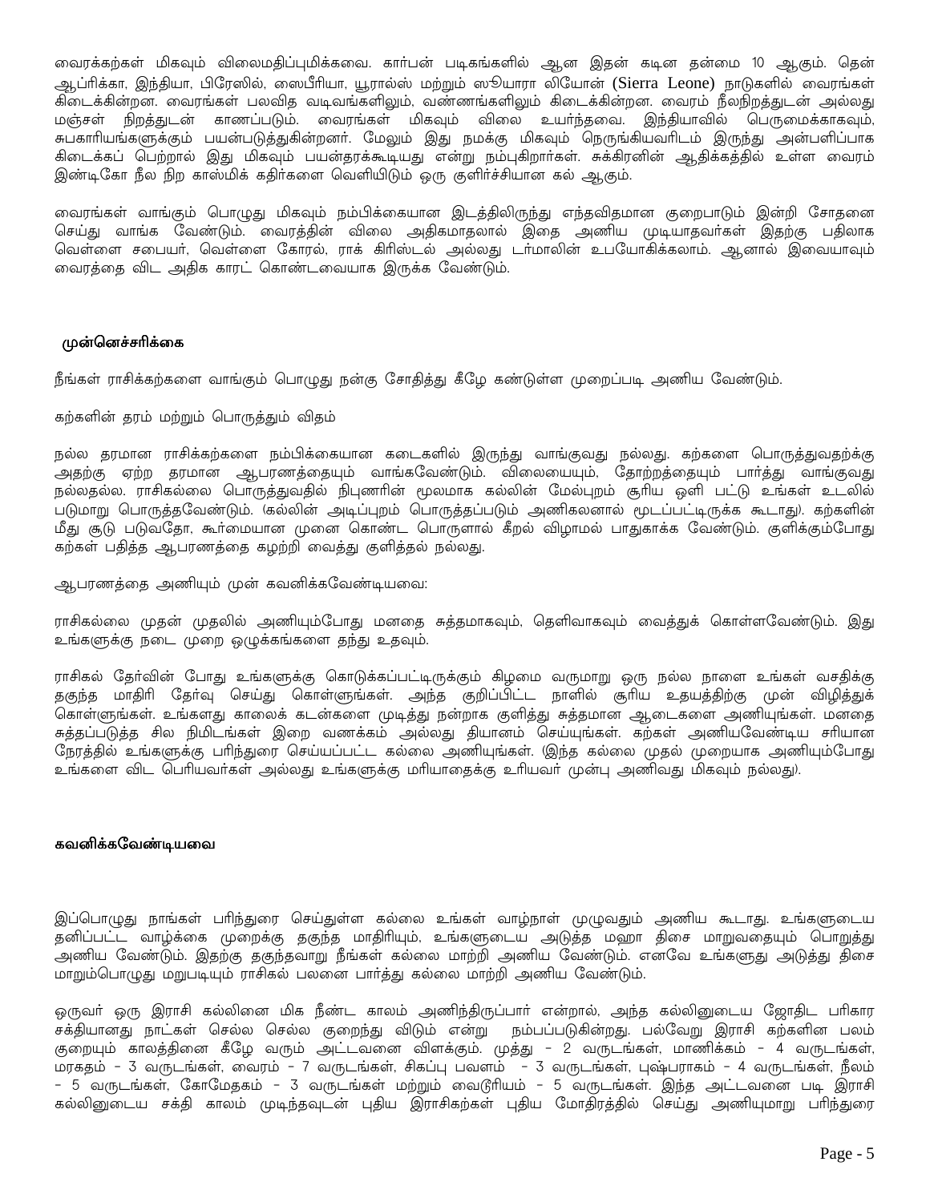வைரக்கற்கள் மிகவும் விலைமதிப்புமிக்கவை. கார்பன் படிகங்களில் ஆன இதன் கடின தன்மை 10 ஆகும். தென் ஆப்ரிக்கா, இந்தியா, பிரேஸில், லைபீரியா, யூரால்ஸ் மற்றும் ஸியாரா லியோன் (Sierra Leone) நாடுகளில் வைரங்கள் கிடைக்கின்றன. வைரங்கள் பலவித வடிவங்களிலும், வண்ணங்களிலும் கிடைக்கின்றன. வைரம் நீலநிறத்துடன் அல்லது மஞ்சள் நிறத்துடன் காணப்படும். வைரங்கள் மிகவும் விலை உயர்ந்தவை. இந்தியாவில் பெருமைக்காகவும், சுபகாரியங்களுக்கும் பயன்படுத்துகின்றனர். மேலும் இது நமக்கு மிகவும் நெருங்கியவரிடம் இருந்து அன்பளிப்பாக கிடைக்கப் பெற்றால் இது மிகவும் பயன்தரக்கூடியது என்று நம்புகிறார்கள். சுக்கிரனின் ஆதிக்கத்தில் உள்ள வைரம் இண்டிகோ நீல நிற காஸ்மிக் கதிர்களை வெளியிடும் ஒரு குளிர்ச்சியான கல் ஆகும்.

வைரங்கள் வாங்கும் பொழுது மிகவும் நம்பிக்கையான இடத்திலிருந்து எந்தவிதமான குறைபாடும் இன்றி சோதனை செய்து வாங்க வேண்டும். வைரத்தின் விலை அதிகமாதலால் இதை அணிய முடியாதவர்கள் இதற்கு பதிலாக வெள்ளை சபையர், வெள்ளை கோரல், ராக் கிரிஸ்டல் அல்லது டர்மாலின் உபயோகிக்கலாம். ஆனால் இவையாவும் வைரத்தை விட அதிக காரட் கொண்டவையாக இருக்க வேண்டும்.

**முன்னெச்சரிக்கை**

நீங்கள் ராசிக்கற்களை வாங்கும் பொழுது நன்கு சோதித்து கீழே கண்டுள்ள முறைப்படி அணிய வேண்டும்.

கற்களின் தரம் மற்றும் பொருத்தும் விதம்

நல்ல தரமான ராசிக்கற்களை நம்பிக்கையான கடைகளில் இருந்து வாங்குவது நல்லது. கற்களை பொருத்துவதற்கு அதற்கு ஏற்ற தரமான ஆபரணத்தையும் வாங்கவேண்டும். விலையையும், தோற்றத்தையும் பார்த்து வாங்குவது நல்லதல்ல. ராசிகல்லை பொருத்துவதில் நிபுணரின் மூலமாக கல்லின் மேல்புறம் சூரிய ஒளி பட்டு உங்கள் உடலில் படுமாறு பொருத்தவேண்டும். (கல்லின் அடிப்புறம் பொருத்தப்படும் அணிகலனால் மூடப்பட்டிருக்க கூடாது). கற்களின் மீது சூடு படுவதோ, கூர்மையான முனை கொண்ட பொருளால் கீறல் விழாமல் பாதுகாக்க வேண்டும். குளிக்கும்போது கற்கள் பதித்த ஆபரணத்தை கழற்றி வைத்து குளித்தல் நல்லது.

ஆபரணத்தை அணியும் முன் கவனிக்கவேண்டியவை:

ராசிகல்லை முதன் முதலில் அணியும்போது மனதை சுத்தமாகவும், தெளிவாகவும் வைத்துக் கொள்ளவேண்டும். இது உங்களுக்கு நடை முறை ஒழுக்கங்களை தந்து உதவும்.

ராசிகல் தேர்வின் போது உங்களுக்கு கொடுக்கப்பட்டிருக்கும் கிழமை வருமாறு ஒரு நல்ல நாளை உங்கள் வசதிக்கு தகுந்த மாதிரி தேர்வு செய்து கொள்ளுங்கள். அந்த குறிப்பிட்ட நாளில் சூரிய உதயத்திற்கு முன் விழித்துக் கொள்ளுங்கள். உங்களது காலைக் கடன்களை முடித்து நன்றாக குளித்து சுத்தமான ஆடைகளை அணியுங்கள். மனதை சுத்தப்படுத்த சில நிமிடங்கள் இறை வணக்கம் அல்லது தியானம் செய்யுங்கள். கற்கள் அணியவேண்டிய சரியான நேரத்தில் உங்களுக்கு பரிந்துரை செய்யப்பட்ட கல்லை அணியுங்கள். (இந்த கல்லை முதல் முறையாக அணியும்போது உங்களை விட பெரியவர்கள் அல்லது உங்களுக்கு மரியாதைக்கு உரியவர் முன்பு அணிவது மிகவும் நல்லது).

**கவனிக்கவேண்டியவை**

இப்பொழுது நாங்கள் பரிந்துரை செய்துள்ள கல்லை உங்கள் வாழ்நாள் முழுவதும் அணிய கூடாது. உங்களுடைய தனிப்பட்ட வாழ்க்கை முறைக்கு தகுந்த மாதிரியும், உங்களுடைய அடுத்த மஹா திசை மாறுவதையும் பொறுத்து அணிய வேண்டும். இதற்கு தகுந்தவாறு நீங்கள் கல்லை மாற்றி அணிய வேண்டும். எனவே உங்களது அடுத்து திசை மாறும்பொழுது மறுபடியும் ராசிகல் பலனை பார்த்து கல்லை மாற்றி அணிய வேண்டும்.

ஒருவர் ஒரு இராசி கல்லினை மிக நீண்ட காலம் அணிந்திருப்பார் என்றால், அந்த கல்லினுடைய ஜோதிட பரிகார சக்தியானது நாட்கள் செல்ல செல்ல குறைந்து விடும் என்று நம்பப்படுகின்றது. பல்வேறு இராசி கற்களின பலம் குறையும் காலத்தினை கீழே வரும் அட்டவனை விளக்கும். முத்து - 2 வருடங்கள், மாணிக்கம் - 4 வருடங்கள், மரகதம் - 3 வருடங்கள், வைரம் - 7 வருடங்கள், சிகப்பு பவளம் - 3 வருடங்கள், புஷ்பராகம் - 4 வருடங்கள், நீலம் - 5 வருடங்கள், கோமேதகம் - 3 வருடங்கள் மற்றும் வைடூரியம் - 5 வருடங்கள். இந்த அட்டவனை படி இராசி கல்லினுடைய சக்தி காலம் முடிந்தவுடன் புதிய இராசிகற்கள் புதிய மோதிரத்தில் செய்து அணியுமாறு பரிந்துரை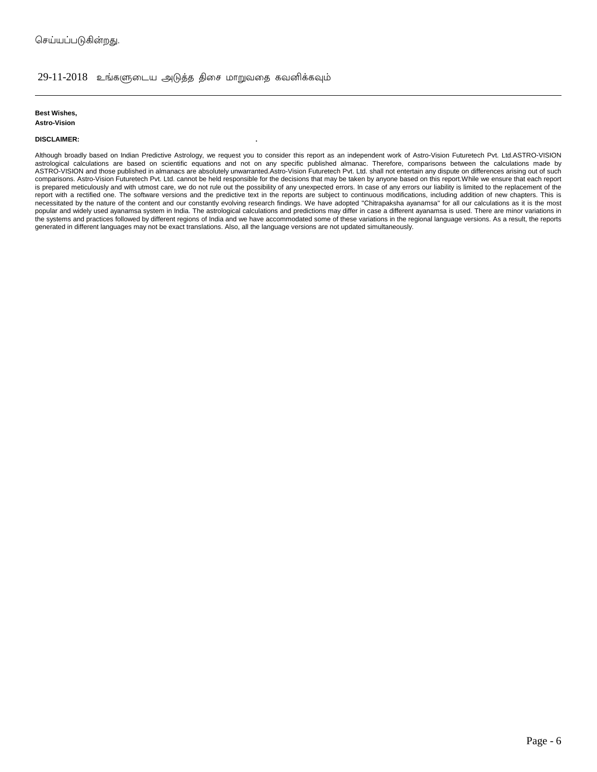செய்யப்படுகின்றது.

29-11-2018 உங்களுடைய அடுத்த திசை மாறுவதை கவனிக்கவும்

---

**Best Wishes,**
**Astro-Vision**

**DISCLAIMER:** .

Although broadly based on Indian Predictive Astrology, we request you to consider this report as an independent work of Astro-Vision Futuretech Pvt. Ltd.ASTRO-VISION astrological calculations are based on scientific equations and not on any specific published almanac. Therefore, comparisons between the calculations made by ASTRO-VISION and those published in almanacs are absolutely unwarranted.Astro-Vision Futuretech Pvt. Ltd. shall not entertain any dispute on differences arising out of such comparisons. Astro-Vision Futuretech Pvt. Ltd. cannot be held responsible for the decisions that may be taken by anyone based on this report.While we ensure that each report is prepared meticulously and with utmost care, we do not rule out the possibility of any unexpected errors. In case of any errors our liability is limited to the replacement of the report with a rectified one. The software versions and the predictive text in the reports are subject to continuous modifications, including addition of new chapters. This is necessitated by the nature of the content and our constantly evolving research findings. We have adopted "Chitrapaksha ayanamsa" for all our calculations as it is the most popular and widely used ayanamsa system in India. The astrological calculations and predictions may differ in case a different ayanamsa is used. There are minor variations in the systems and practices followed by different regions of India and we have accommodated some of these variations in the regional language versions. As a result, the reports generated in different languages may not be exact translations. Also, all the language versions are not updated simultaneously.